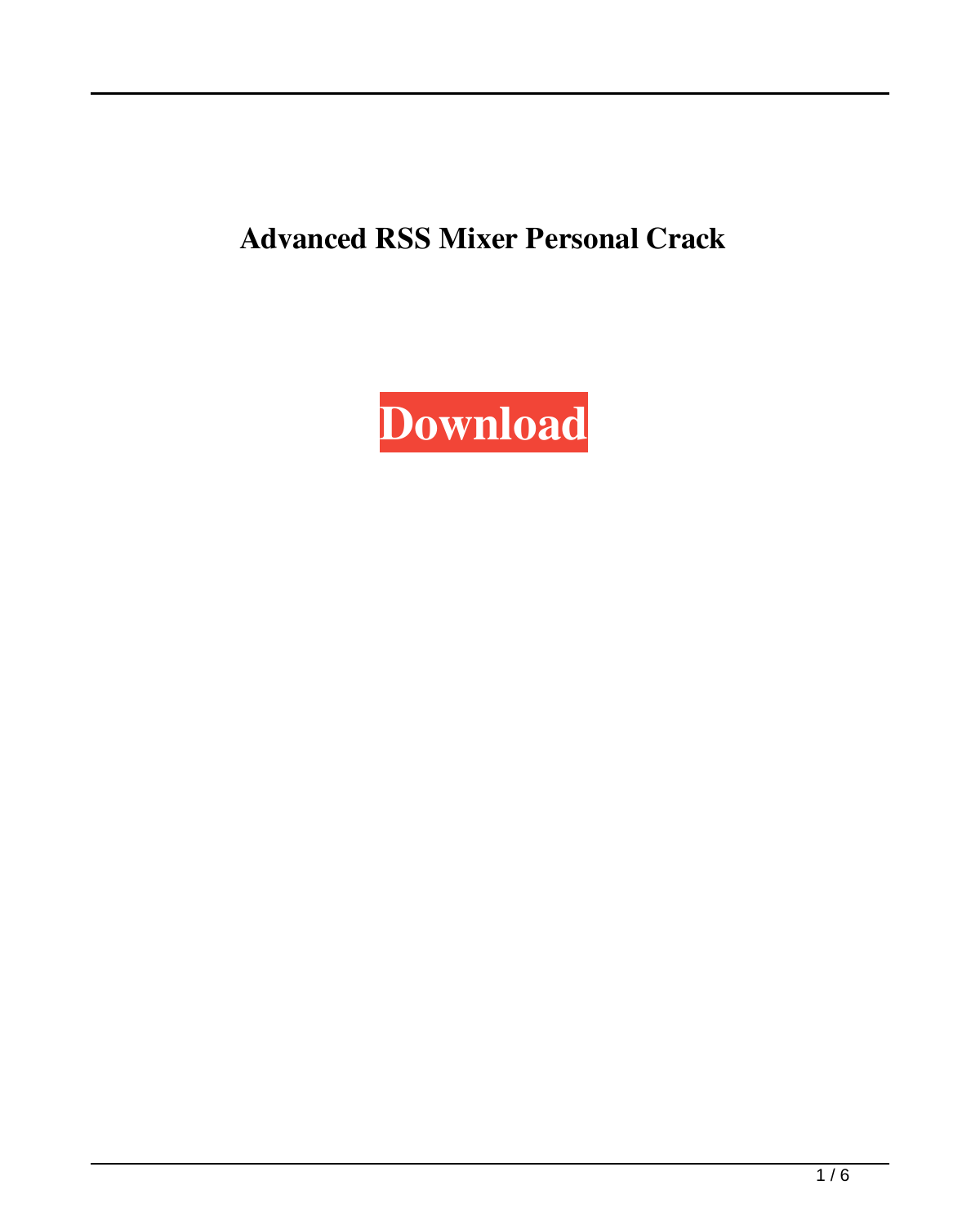# Advanced RSS Mixer Personal Crack

**Download**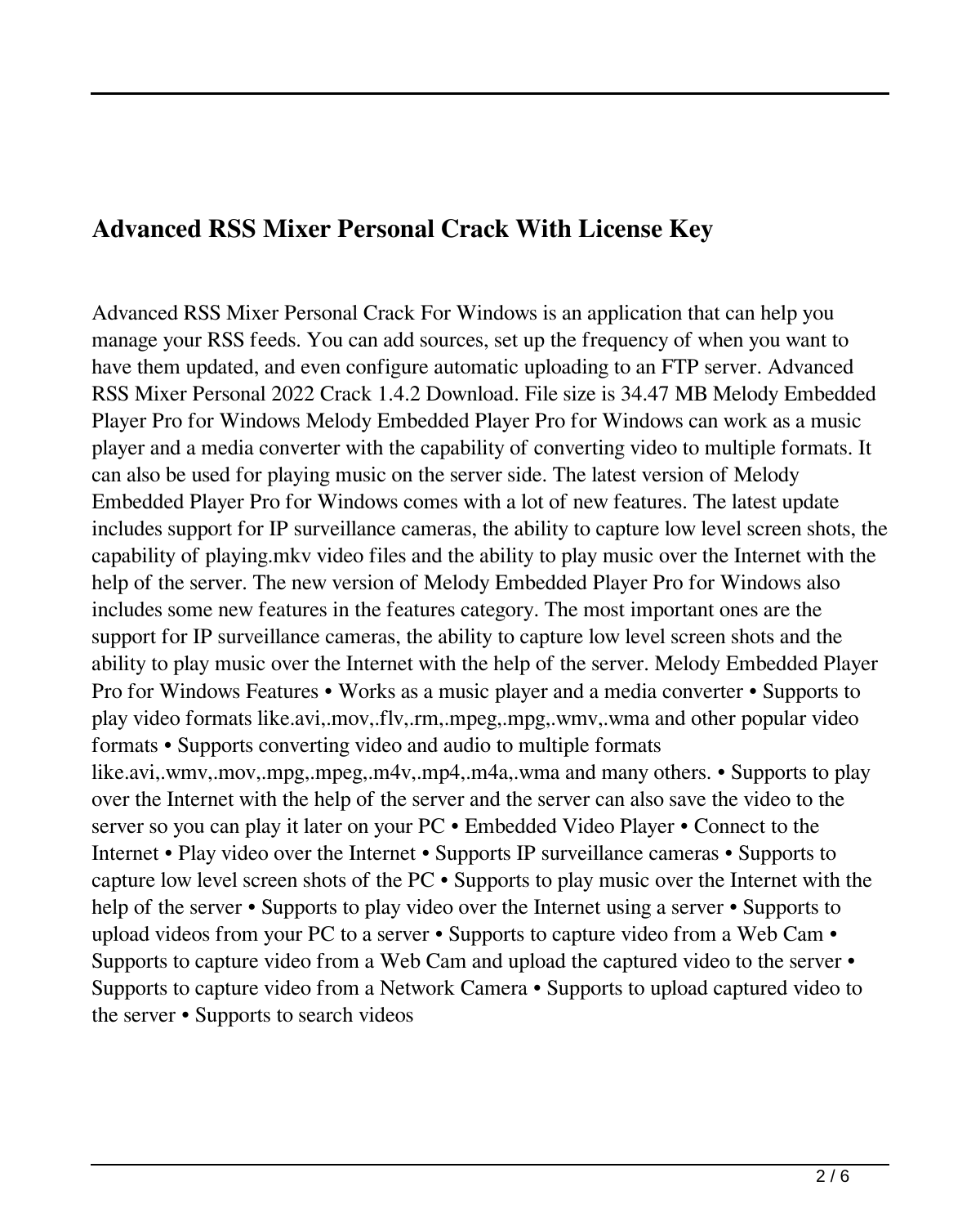## Advanced RSS Mixer Personal Crack With License Key

Advanced RSS Mixer Personal Crack For Windows is an application that can help you manage your RSS feeds. You can add sources, set up the frequency of when you want to have them updated, and even configure automatic uploading to an FTP server. Advanced RSS Mixer Personal 2022 Crack 1.4.2 Download. File size is 34.47 MB Melody Embedded Player Pro for Windows Melody Embedded Player Pro for Windows can work as a music player and a media converter with the capability of converting video to multiple formats. It can also be used for playing music on the server side. The latest version of Melody Embedded Player Pro for Windows comes with a lot of new features. The latest update includes support for IP surveillance cameras, the ability to capture low level screen shots, the capability of playing.mkv video files and the ability to play music over the Internet with the help of the server. The new version of Melody Embedded Player Pro for Windows also includes some new features in the features category. The most important ones are the support for IP surveillance cameras, the ability to capture low level screen shots and the ability to play music over the Internet with the help of the server. Melody Embedded Player Pro for Windows Features • Works as a music player and a media converter • Supports to play video formats like.avi,.mov,.flv,.rm,.mpeg,.mpg,.wmv,.wma and other popular video formats • Supports converting video and audio to multiple formats like.avi,.wmv,.mov,.mpg,.mpeg,.m4v,.mp4,.m4a,.wma and many others. • Supports to play over the Internet with the help of the server and the server can also save the video to the server so you can play it later on your PC • Embedded Video Player • Connect to the Internet • Play video over the Internet • Supports IP surveillance cameras • Supports to capture low level screen shots of the PC • Supports to play music over the Internet with the help of the server • Supports to play video over the Internet using a server • Supports to upload videos from your PC to a server • Supports to capture video from a Web Cam • Supports to capture video from a Web Cam and upload the captured video to the server • Supports to capture video from a Network Camera • Supports to upload captured video to the server • Supports to search videos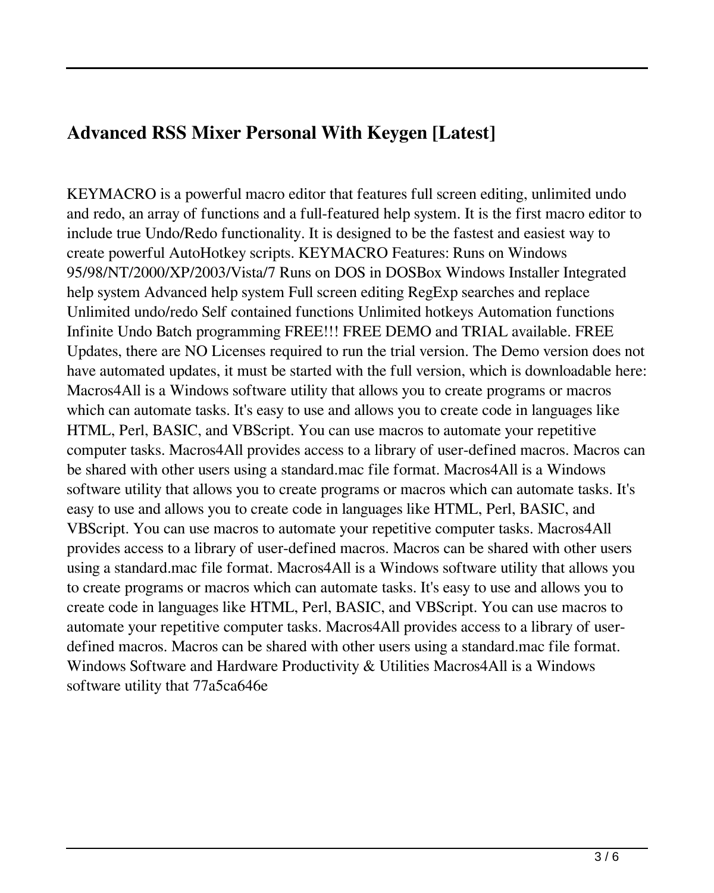## Advanced RSS Mixer Personal With Keygen [Latest]

KEYMACRO is a powerful macro editor that features full screen editing, unlimited undo and redo, an array of functions and a full-featured help system. It is the first macro editor to include true Undo/Redo functionality. It is designed to be the fastest and easiest way to create powerful AutoHotkey scripts. KEYMACRO Features: Runs on Windows 95/98/NT/2000/XP/2003/Vista/7 Runs on DOS in DOSBox Windows Installer Integrated help system Advanced help system Full screen editing RegExp searches and replace Unlimited undo/redo Self contained functions Unlimited hotkeys Automation functions Infinite Undo Batch programming FREE!!! FREE DEMO and TRIAL available. FREE Updates, there are NO Licenses required to run the trial version. The Demo version does not have automated updates, it must be started with the full version, which is downloadable here: Macros4All is a Windows software utility that allows you to create programs or macros which can automate tasks. It's easy to use and allows you to create code in languages like HTML, Perl, BASIC, and VBScript. You can use macros to automate your repetitive computer tasks. Macros4All provides access to a library of user-defined macros. Macros can be shared with other users using a standard.mac file format. Macros4All is a Windows software utility that allows you to create programs or macros which can automate tasks. It's easy to use and allows you to create code in languages like HTML, Perl, BASIC, and VBScript. You can use macros to automate your repetitive computer tasks. Macros4All provides access to a library of user-defined macros. Macros can be shared with other users using a standard.mac file format. Macros4All is a Windows software utility that allows you to create programs or macros which can automate tasks. It's easy to use and allows you to create code in languages like HTML, Perl, BASIC, and VBScript. You can use macros to automate your repetitive computer tasks. Macros4All provides access to a library of user-defined macros. Macros can be shared with other users using a standard.mac file format. Windows Software and Hardware Productivity & Utilities Macros4All is a Windows software utility that 77a5ca646e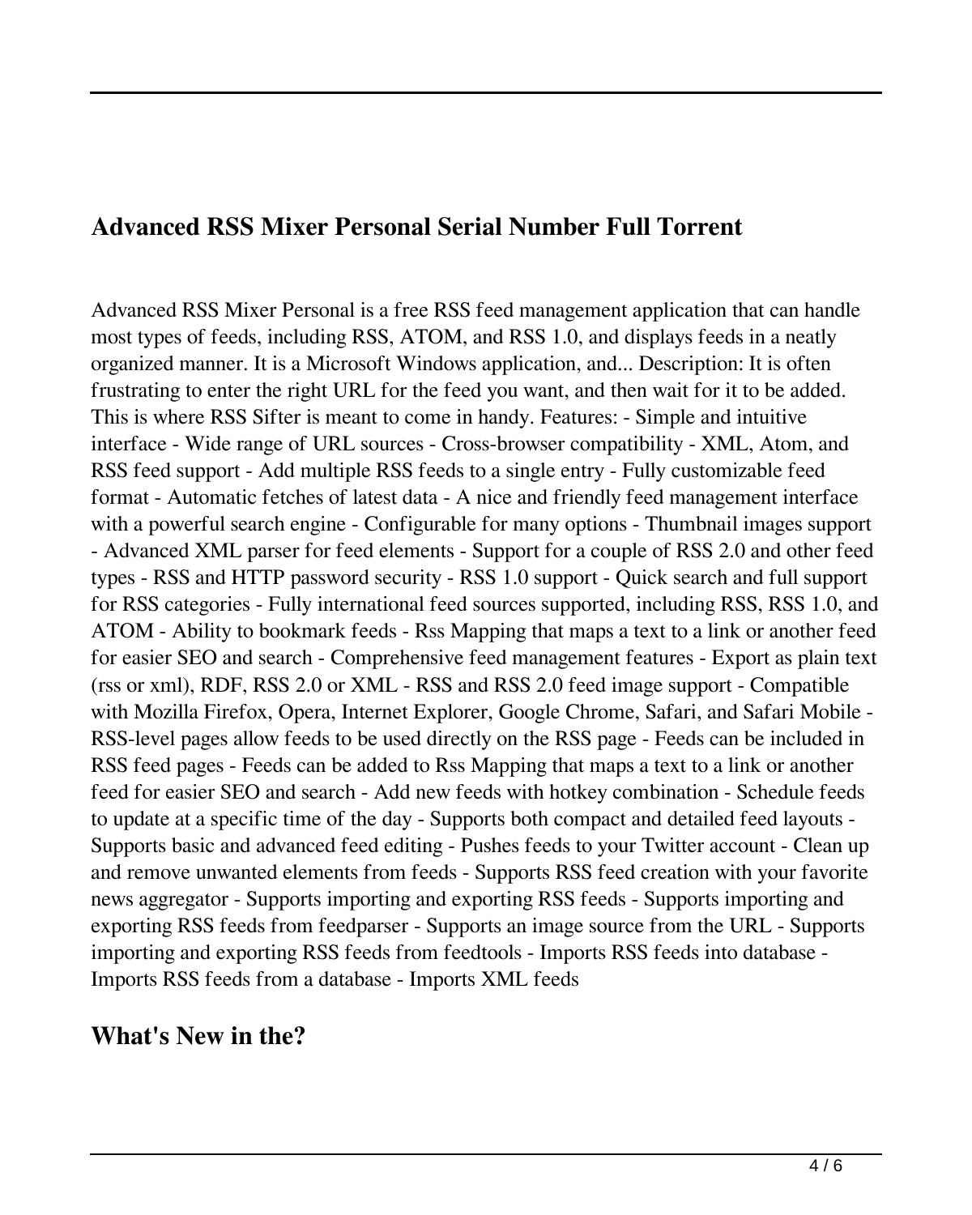## Advanced RSS Mixer Personal Serial Number Full Torrent

Advanced RSS Mixer Personal is a free RSS feed management application that can handle most types of feeds, including RSS, ATOM, and RSS 1.0, and displays feeds in a neatly organized manner. It is a Microsoft Windows application, and... Description: It is often frustrating to enter the right URL for the feed you want, and then wait for it to be added. This is where RSS Sifter is meant to come in handy. Features: - Simple and intuitive interface - Wide range of URL sources - Cross-browser compatibility - XML, Atom, and RSS feed support - Add multiple RSS feeds to a single entry - Fully customizable feed format - Automatic fetches of latest data - A nice and friendly feed management interface with a powerful search engine - Configurable for many options - Thumbnail images support - Advanced XML parser for feed elements - Support for a couple of RSS 2.0 and other feed types - RSS and HTTP password security - RSS 1.0 support - Quick search and full support for RSS categories - Fully international feed sources supported, including RSS, RSS 1.0, and ATOM - Ability to bookmark feeds - Rss Mapping that maps a text to a link or another feed for easier SEO and search - Comprehensive feed management features - Export as plain text (rss or xml), RDF, RSS 2.0 or XML - RSS and RSS 2.0 feed image support - Compatible with Mozilla Firefox, Opera, Internet Explorer, Google Chrome, Safari, and Safari Mobile - RSS-level pages allow feeds to be used directly on the RSS page - Feeds can be included in RSS feed pages - Feeds can be added to Rss Mapping that maps a text to a link or another feed for easier SEO and search - Add new feeds with hotkey combination - Schedule feeds to update at a specific time of the day - Supports both compact and detailed feed layouts - Supports basic and advanced feed editing - Pushes feeds to your Twitter account - Clean up and remove unwanted elements from feeds - Supports RSS feed creation with your favorite news aggregator - Supports importing and exporting RSS feeds - Supports importing and exporting RSS feeds from feedparser - Supports an image source from the URL - Supports importing and exporting RSS feeds from feedtools - Imports RSS feeds into database - Imports RSS feeds from a database - Imports XML feeds

## What's New in the?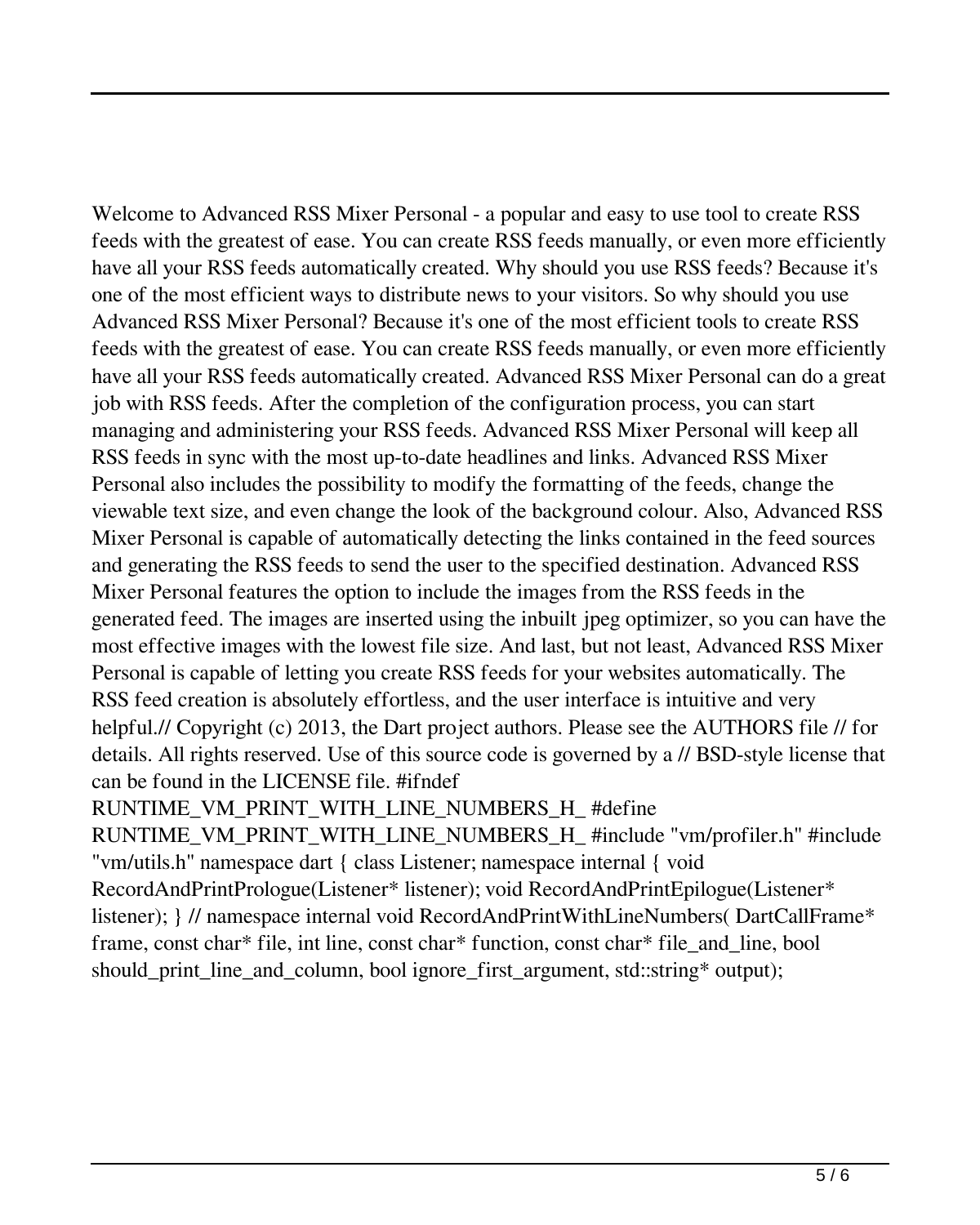Welcome to Advanced RSS Mixer Personal - a popular and easy to use tool to create RSS feeds with the greatest of ease. You can create RSS feeds manually, or even more efficiently have all your RSS feeds automatically created. Why should you use RSS feeds? Because it's one of the most efficient ways to distribute news to your visitors. So why should you use Advanced RSS Mixer Personal? Because it's one of the most efficient tools to create RSS feeds with the greatest of ease. You can create RSS feeds manually, or even more efficiently have all your RSS feeds automatically created. Advanced RSS Mixer Personal can do a great job with RSS feeds. After the completion of the configuration process, you can start managing and administering your RSS feeds. Advanced RSS Mixer Personal will keep all RSS feeds in sync with the most up-to-date headlines and links. Advanced RSS Mixer Personal also includes the possibility to modify the formatting of the feeds, change the viewable text size, and even change the look of the background colour. Also, Advanced RSS Mixer Personal is capable of automatically detecting the links contained in the feed sources and generating the RSS feeds to send the user to the specified destination. Advanced RSS Mixer Personal features the option to include the images from the RSS feeds in the generated feed. The images are inserted using the inbuilt jpeg optimizer, so you can have the most effective images with the lowest file size. And last, but not least, Advanced RSS Mixer Personal is capable of letting you create RSS feeds for your websites automatically. The RSS feed creation is absolutely effortless, and the user interface is intuitive and very helpful.// Copyright (c) 2013, the Dart project authors. Please see the AUTHORS file // for details. All rights reserved. Use of this source code is governed by a // BSD-style license that can be found in the LICENSE file. #ifndef RUNTIME_VM_PRINT_WITH_LINE_NUMBERS_H_ #define RUNTIME_VM_PRINT_WITH_LINE_NUMBERS_H_ #include "vm/profiler.h" #include "vm/utils.h" namespace dart { class Listener; namespace internal { void RecordAndPrintPrologue(Listener* listener); void RecordAndPrintEpilogue(Listener* listener); } // namespace internal void RecordAndPrintWithLineNumbers( DartCallFrame* frame, const char* file, int line, const char* function, const char* file_and_line, bool should_print_line_and_column, bool ignore_first_argument, std::string* output);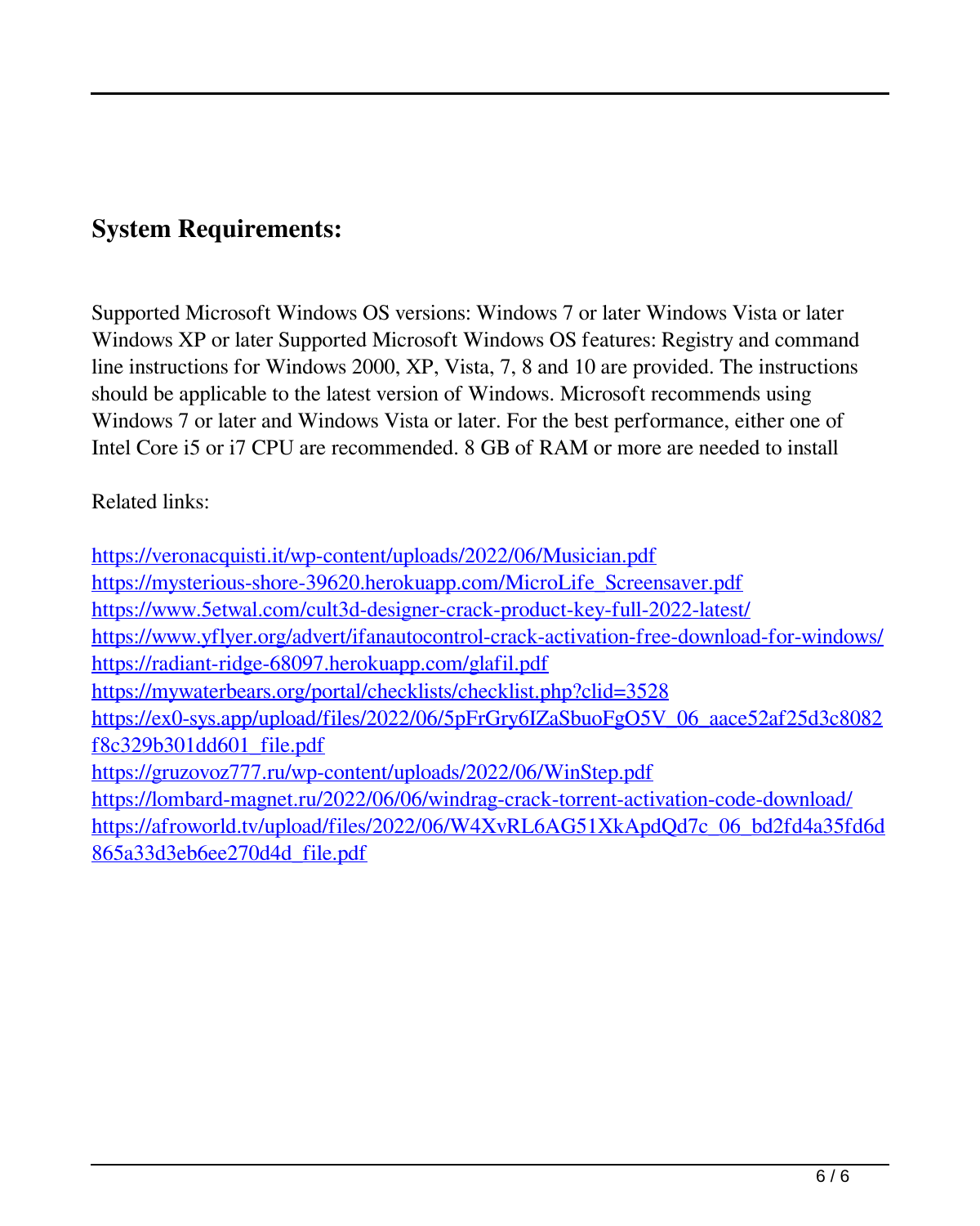## System Requirements:

Supported Microsoft Windows OS versions: Windows 7 or later Windows Vista or later Windows XP or later Supported Microsoft Windows OS features: Registry and command line instructions for Windows 2000, XP, Vista, 7, 8 and 10 are provided. The instructions should be applicable to the latest version of Windows. Microsoft recommends using Windows 7 or later and Windows Vista or later. For the best performance, either one of Intel Core i5 or i7 CPU are recommended. 8 GB of RAM or more are needed to install

Related links:

https://veronacquisti.it/wp-content/uploads/2022/06/Musician.pdf
https://mysterious-shore-39620.herokuapp.com/MicroLife_Screensaver.pdf
https://www.5etwal.com/cult3d-designer-crack-product-key-full-2022-latest/
https://www.yflyer.org/advert/ifanautocontrol-crack-activation-free-download-for-windows/
https://radiant-ridge-68097.herokuapp.com/glafil.pdf
https://mywaterbears.org/portal/checklists/checklist.php?clid=3528
https://ex0-sys.app/upload/files/2022/06/5pFrGry6IZaSbuoFgO5V_06_aace52af25d3c8082f8c329b301dd601_file.pdf
https://gruzovoz777.ru/wp-content/uploads/2022/06/WinStep.pdf
https://lombard-magnet.ru/2022/06/06/windrag-crack-torrent-activation-code-download/
https://afroworld.tv/upload/files/2022/06/W4XvRL6AG51XkApdQd7c_06_bd2fd4a35fd6d865a33d3eb6ee270d4d_file.pdf